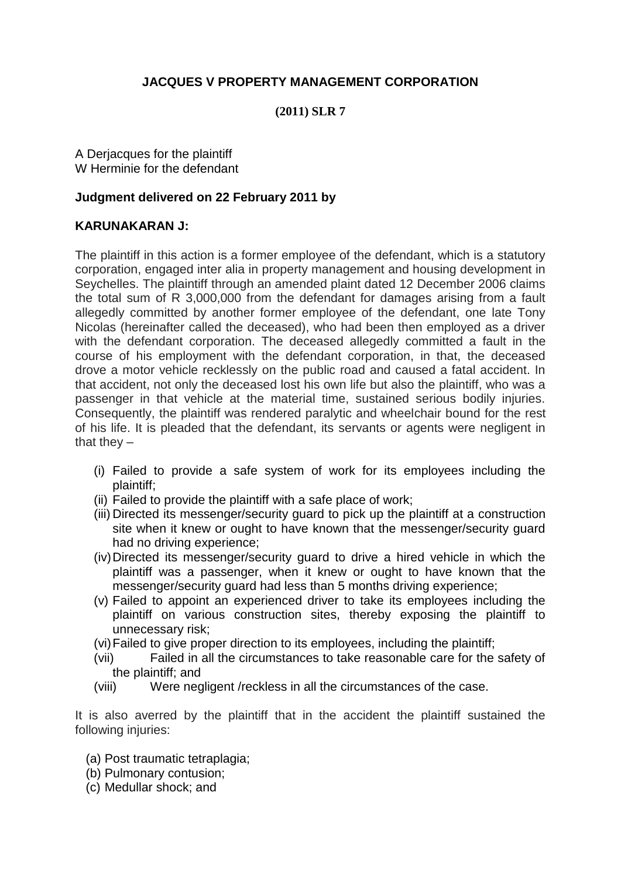**JACQUES V PROPERTY MANAGEMENT CORPORATION**

**(2011) SLR 7**

A Derjacques for the plaintiff
W Herminie for the defendant

**Judgment delivered on 22 February 2011 by**

**KARUNAKARAN J:**

The plaintiff in this action is a former employee of the defendant, which is a statutory corporation, engaged inter alia in property management and housing development in Seychelles. The plaintiff through an amended plaint dated 12 December 2006 claims the total sum of R 3,000,000 from the defendant for damages arising from a fault allegedly committed by another former employee of the defendant, one late Tony Nicolas (hereinafter called the deceased), who had been then employed as a driver with the defendant corporation. The deceased allegedly committed a fault in the course of his employment with the defendant corporation, in that, the deceased drove a motor vehicle recklessly on the public road and caused a fatal accident. In that accident, not only the deceased lost his own life but also the plaintiff, who was a passenger in that vehicle at the material time, sustained serious bodily injuries. Consequently, the plaintiff was rendered paralytic and wheelchair bound for the rest of his life. It is pleaded that the defendant, its servants or agents were negligent in that they –

(i) Failed to provide a safe system of work for its employees including the plaintiff;
(ii) Failed to provide the plaintiff with a safe place of work;
(iii) Directed its messenger/security guard to pick up the plaintiff at a construction site when it knew or ought to have known that the messenger/security guard had no driving experience;
(iv) Directed its messenger/security guard to drive a hired vehicle in which the plaintiff was a passenger, when it knew or ought to have known that the messenger/security guard had less than 5 months driving experience;
(v) Failed to appoint an experienced driver to take its employees including the plaintiff on various construction sites, thereby exposing the plaintiff to unnecessary risk;
(vi) Failed to give proper direction to its employees, including the plaintiff;
(vii) Failed in all the circumstances to take reasonable care for the safety of the plaintiff; and
(viii) Were negligent /reckless in all the circumstances of the case.

It is also averred by the plaintiff that in the accident the plaintiff sustained the following injuries:

(a) Post traumatic tetraplagia;
(b) Pulmonary contusion;
(c) Medullar shock; and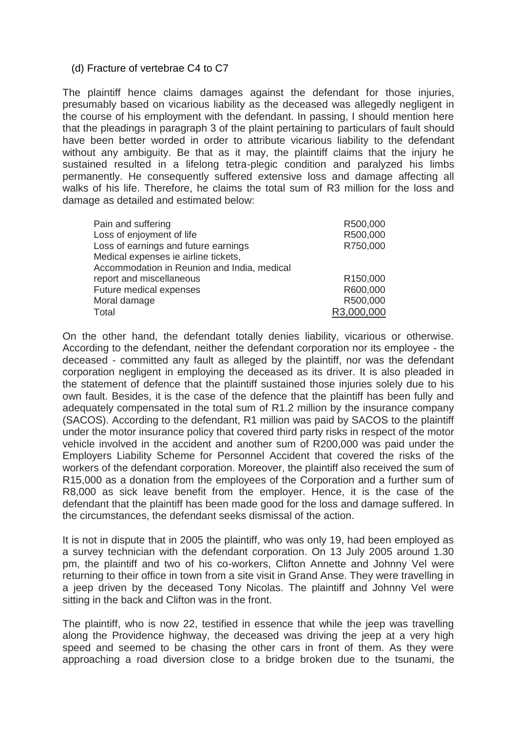(d) Fracture of vertebrae C4 to C7

The plaintiff hence claims damages against the defendant for those injuries, presumably based on vicarious liability as the deceased was allegedly negligent in the course of his employment with the defendant. In passing, I should mention here that the pleadings in paragraph 3 of the plaint pertaining to particulars of fault should have been better worded in order to attribute vicarious liability to the defendant without any ambiguity. Be that as it may, the plaintiff claims that the injury he sustained resulted in a lifelong tetra-plegic condition and paralyzed his limbs permanently. He consequently suffered extensive loss and damage affecting all walks of his life. Therefore, he claims the total sum of R3 million for the loss and damage as detailed and estimated below:

| | |
|---|---|
| Pain and suffering | R500,000 |
| Loss of enjoyment of life | R500,000 |
| Loss of earnings and future earnings | R750,000 |
| Medical expenses ie airline tickets, Accommodation in Reunion and India, medical report and miscellaneous | R150,000 |
| Future medical expenses | R600,000 |
| Moral damage | R500,000 |
| Total | R3,000,000 |

On the other hand, the defendant totally denies liability, vicarious or otherwise. According to the defendant, neither the defendant corporation nor its employee - the deceased - committed any fault as alleged by the plaintiff, nor was the defendant corporation negligent in employing the deceased as its driver. It is also pleaded in the statement of defence that the plaintiff sustained those injuries solely due to his own fault. Besides, it is the case of the defence that the plaintiff has been fully and adequately compensated in the total sum of R1.2 million by the insurance company (SACOS). According to the defendant, R1 million was paid by SACOS to the plaintiff under the motor insurance policy that covered third party risks in respect of the motor vehicle involved in the accident and another sum of R200,000 was paid under the Employers Liability Scheme for Personnel Accident that covered the risks of the workers of the defendant corporation. Moreover, the plaintiff also received the sum of R15,000 as a donation from the employees of the Corporation and a further sum of R8,000 as sick leave benefit from the employer. Hence, it is the case of the defendant that the plaintiff has been made good for the loss and damage suffered. In the circumstances, the defendant seeks dismissal of the action.

It is not in dispute that in 2005 the plaintiff, who was only 19, had been employed as a survey technician with the defendant corporation. On 13 July 2005 around 1.30 pm, the plaintiff and two of his co-workers, Clifton Annette and Johnny Vel were returning to their office in town from a site visit in Grand Anse. They were travelling in a jeep driven by the deceased Tony Nicolas. The plaintiff and Johnny Vel were sitting in the back and Clifton was in the front.

The plaintiff, who is now 22, testified in essence that while the jeep was travelling along the Providence highway, the deceased was driving the jeep at a very high speed and seemed to be chasing the other cars in front of them. As they were approaching a road diversion close to a bridge broken due to the tsunami, the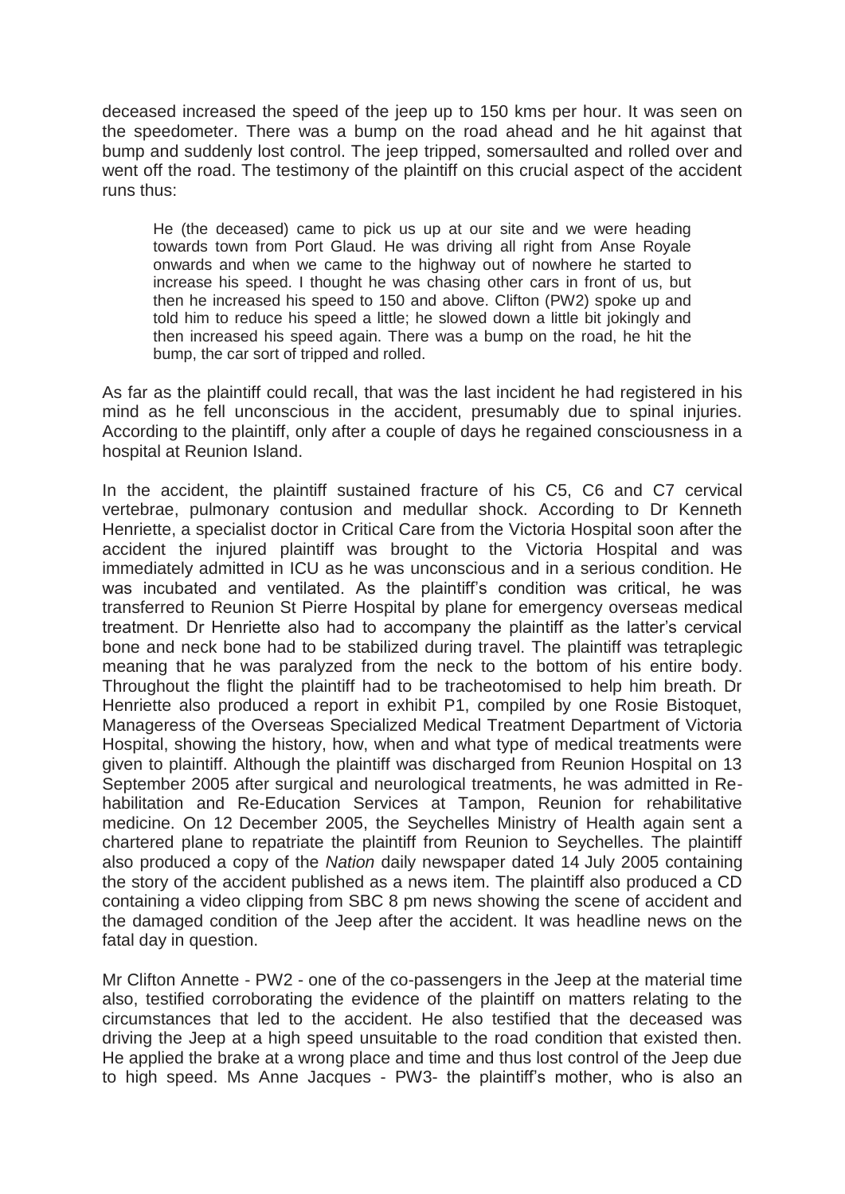deceased increased the speed of the jeep up to 150 kms per hour. It was seen on the speedometer. There was a bump on the road ahead and he hit against that bump and suddenly lost control. The jeep tripped, somersaulted and rolled over and went off the road. The testimony of the plaintiff on this crucial aspect of the accident runs thus:

> He (the deceased) came to pick us up at our site and we were heading towards town from Port Glaud. He was driving all right from Anse Royale onwards and when we came to the highway out of nowhere he started to increase his speed. I thought he was chasing other cars in front of us, but then he increased his speed to 150 and above. Clifton (PW2) spoke up and told him to reduce his speed a little; he slowed down a little bit jokingly and then increased his speed again. There was a bump on the road, he hit the bump, the car sort of tripped and rolled.

As far as the plaintiff could recall, that was the last incident he had registered in his mind as he fell unconscious in the accident, presumably due to spinal injuries. According to the plaintiff, only after a couple of days he regained consciousness in a hospital at Reunion Island.

In the accident, the plaintiff sustained fracture of his C5, C6 and C7 cervical vertebrae, pulmonary contusion and medullar shock. According to Dr Kenneth Henriette, a specialist doctor in Critical Care from the Victoria Hospital soon after the accident the injured plaintiff was brought to the Victoria Hospital and was immediately admitted in ICU as he was unconscious and in a serious condition. He was incubated and ventilated. As the plaintiff's condition was critical, he was transferred to Reunion St Pierre Hospital by plane for emergency overseas medical treatment. Dr Henriette also had to accompany the plaintiff as the latter's cervical bone and neck bone had to be stabilized during travel. The plaintiff was tetraplegic meaning that he was paralyzed from the neck to the bottom of his entire body. Throughout the flight the plaintiff had to be tracheotomised to help him breath. Dr Henriette also produced a report in exhibit P1, compiled by one Rosie Bistoquet, Manageress of the Overseas Specialized Medical Treatment Department of Victoria Hospital, showing the history, how, when and what type of medical treatments were given to plaintiff. Although the plaintiff was discharged from Reunion Hospital on 13 September 2005 after surgical and neurological treatments, he was admitted in Re-habilitation and Re-Education Services at Tampon, Reunion for rehabilitative medicine. On 12 December 2005, the Seychelles Ministry of Health again sent a chartered plane to repatriate the plaintiff from Reunion to Seychelles. The plaintiff also produced a copy of the *Nation* daily newspaper dated 14 July 2005 containing the story of the accident published as a news item. The plaintiff also produced a CD containing a video clipping from SBC 8 pm news showing the scene of accident and the damaged condition of the Jeep after the accident. It was headline news on the fatal day in question.

Mr Clifton Annette - PW2 - one of the co-passengers in the Jeep at the material time also, testified corroborating the evidence of the plaintiff on matters relating to the circumstances that led to the accident. He also testified that the deceased was driving the Jeep at a high speed unsuitable to the road condition that existed then. He applied the brake at a wrong place and time and thus lost control of the Jeep due to high speed. Ms Anne Jacques - PW3- the plaintiff's mother, who is also an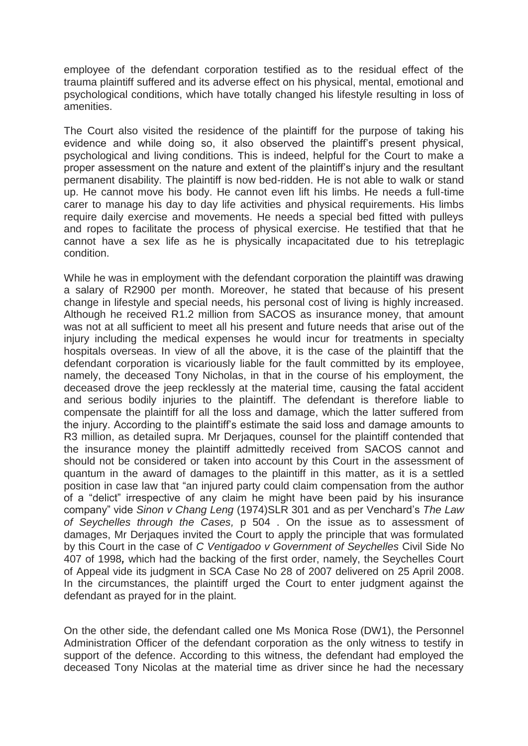employee of the defendant corporation testified as to the residual effect of the trauma plaintiff suffered and its adverse effect on his physical, mental, emotional and psychological conditions, which have totally changed his lifestyle resulting in loss of amenities.

The Court also visited the residence of the plaintiff for the purpose of taking his evidence and while doing so, it also observed the plaintiff's present physical, psychological and living conditions. This is indeed, helpful for the Court to make a proper assessment on the nature and extent of the plaintiff's injury and the resultant permanent disability. The plaintiff is now bed-ridden. He is not able to walk or stand up. He cannot move his body. He cannot even lift his limbs. He needs a full-time carer to manage his day to day life activities and physical requirements. His limbs require daily exercise and movements. He needs a special bed fitted with pulleys and ropes to facilitate the process of physical exercise. He testified that that he cannot have a sex life as he is physically incapacitated due to his tetreplagic condition.

While he was in employment with the defendant corporation the plaintiff was drawing a salary of R2900 per month. Moreover, he stated that because of his present change in lifestyle and special needs, his personal cost of living is highly increased. Although he received R1.2 million from SACOS as insurance money, that amount was not at all sufficient to meet all his present and future needs that arise out of the injury including the medical expenses he would incur for treatments in specialty hospitals overseas. In view of all the above, it is the case of the plaintiff that the defendant corporation is vicariously liable for the fault committed by its employee, namely, the deceased Tony Nicholas, in that in the course of his employment, the deceased drove the jeep recklessly at the material time, causing the fatal accident and serious bodily injuries to the plaintiff. The defendant is therefore liable to compensate the plaintiff for all the loss and damage, which the latter suffered from the injury. According to the plaintiff's estimate the said loss and damage amounts to R3 million, as detailed supra. Mr Derjaques, counsel for the plaintiff contended that the insurance money the plaintiff admittedly received from SACOS cannot and should not be considered or taken into account by this Court in the assessment of quantum in the award of damages to the plaintiff in this matter, as it is a settled position in case law that "an injured party could claim compensation from the author of a "delict" irrespective of any claim he might have been paid by his insurance company" vide *Sinon v Chang Leng* (1974)SLR 301 and as per Venchard's *The Law of Seychelles through the Cases,* p 504 . On the issue as to assessment of damages, Mr Derjaques invited the Court to apply the principle that was formulated by this Court in the case of *C Ventigadoo v Government of Seychelles* Civil Side No 407 of 1998**,** which had the backing of the first order, namely, the Seychelles Court of Appeal vide its judgment in SCA Case No 28 of 2007 delivered on 25 April 2008. In the circumstances, the plaintiff urged the Court to enter judgment against the defendant as prayed for in the plaint.

On the other side, the defendant called one Ms Monica Rose (DW1), the Personnel Administration Officer of the defendant corporation as the only witness to testify in support of the defence. According to this witness, the defendant had employed the deceased Tony Nicolas at the material time as driver since he had the necessary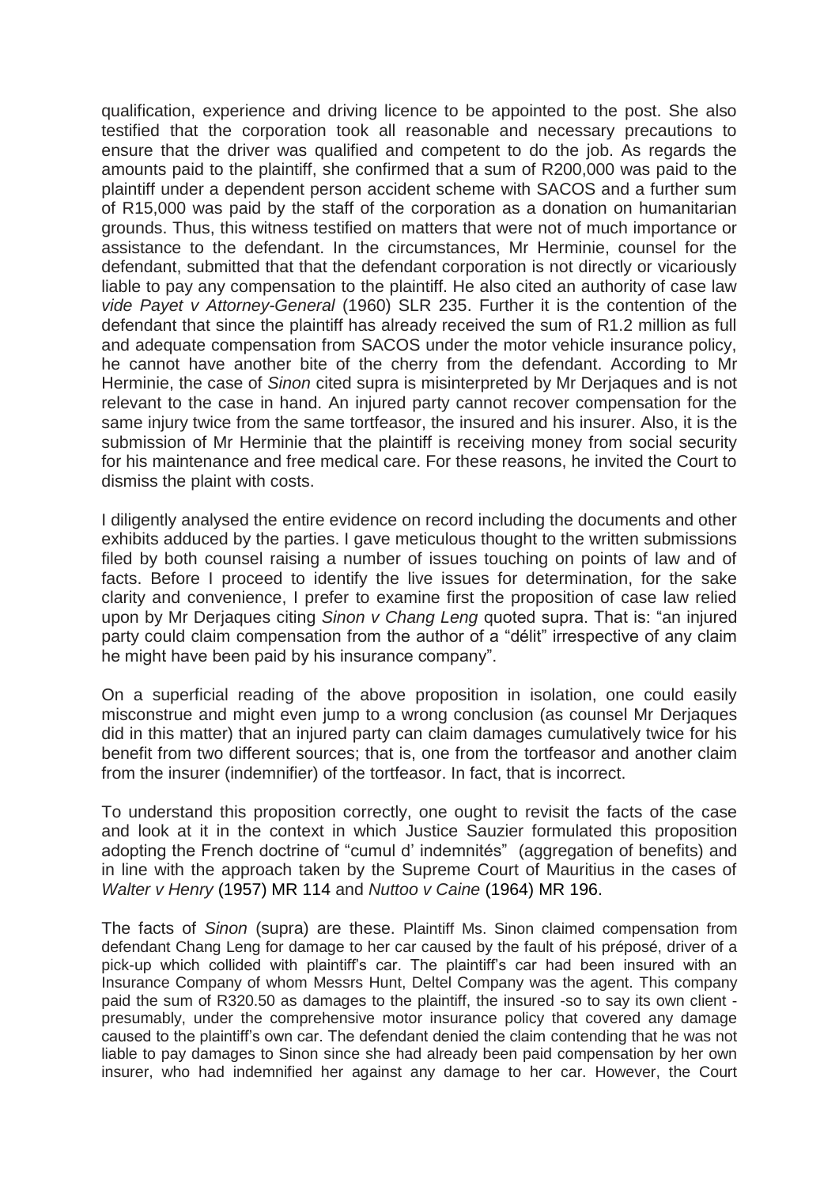qualification, experience and driving licence to be appointed to the post. She also testified that the corporation took all reasonable and necessary precautions to ensure that the driver was qualified and competent to do the job. As regards the amounts paid to the plaintiff, she confirmed that a sum of R200,000 was paid to the plaintiff under a dependent person accident scheme with SACOS and a further sum of R15,000 was paid by the staff of the corporation as a donation on humanitarian grounds. Thus, this witness testified on matters that were not of much importance or assistance to the defendant. In the circumstances, Mr Herminie, counsel for the defendant, submitted that that the defendant corporation is not directly or vicariously liable to pay any compensation to the plaintiff. He also cited an authority of case law *vide Payet v Attorney-General* (1960) SLR 235. Further it is the contention of the defendant that since the plaintiff has already received the sum of R1.2 million as full and adequate compensation from SACOS under the motor vehicle insurance policy, he cannot have another bite of the cherry from the defendant. According to Mr Herminie, the case of *Sinon* cited supra is misinterpreted by Mr Derjaques and is not relevant to the case in hand. An injured party cannot recover compensation for the same injury twice from the same tortfeasor, the insured and his insurer. Also, it is the submission of Mr Herminie that the plaintiff is receiving money from social security for his maintenance and free medical care. For these reasons, he invited the Court to dismiss the plaint with costs.

I diligently analysed the entire evidence on record including the documents and other exhibits adduced by the parties. I gave meticulous thought to the written submissions filed by both counsel raising a number of issues touching on points of law and of facts. Before I proceed to identify the live issues for determination, for the sake clarity and convenience, I prefer to examine first the proposition of case law relied upon by Mr Derjaques citing *Sinon v Chang Leng* quoted supra. That is: "an injured party could claim compensation from the author of a "délit" irrespective of any claim he might have been paid by his insurance company".

On a superficial reading of the above proposition in isolation, one could easily misconstrue and might even jump to a wrong conclusion (as counsel Mr Derjaques did in this matter) that an injured party can claim damages cumulatively twice for his benefit from two different sources; that is, one from the tortfeasor and another claim from the insurer (indemnifier) of the tortfeasor. In fact, that is incorrect.

To understand this proposition correctly, one ought to revisit the facts of the case and look at it in the context in which Justice Sauzier formulated this proposition adopting the French doctrine of "cumul d' indemnités" (aggregation of benefits) and in line with the approach taken by the Supreme Court of Mauritius in the cases of *Walter v Henry* (1957) MR 114 and *Nuttoo v Caine* (1964) MR 196.

The facts of *Sinon* (supra) are these. Plaintiff Ms. Sinon claimed compensation from defendant Chang Leng for damage to her car caused by the fault of his préposé, driver of a pick-up which collided with plaintiff's car. The plaintiff's car had been insured with an Insurance Company of whom Messrs Hunt, Deltel Company was the agent. This company paid the sum of R320.50 as damages to the plaintiff, the insured -so to say its own client - presumably, under the comprehensive motor insurance policy that covered any damage caused to the plaintiff's own car. The defendant denied the claim contending that he was not liable to pay damages to Sinon since she had already been paid compensation by her own insurer, who had indemnified her against any damage to her car. However, the Court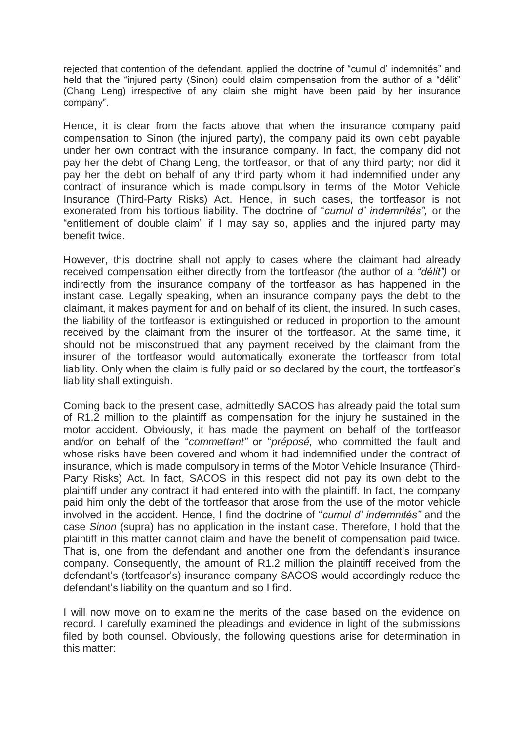rejected that contention of the defendant, applied the doctrine of "cumul d' indemnités" and held that the "injured party (Sinon) could claim compensation from the author of a "délit" (Chang Leng) irrespective of any claim she might have been paid by her insurance company".

Hence, it is clear from the facts above that when the insurance company paid compensation to Sinon (the injured party), the company paid its own debt payable under her own contract with the insurance company. In fact, the company did not pay her the debt of Chang Leng, the tortfeasor, or that of any third party; nor did it pay her the debt on behalf of any third party whom it had indemnified under any contract of insurance which is made compulsory in terms of the Motor Vehicle Insurance (Third-Party Risks) Act. Hence, in such cases, the tortfeasor is not exonerated from his tortious liability. The doctrine of "*cumul d' indemnités",* or the "entitlement of double claim" if I may say so, applies and the injured party may benefit twice.

However, this doctrine shall not apply to cases where the claimant had already received compensation either directly from the tortfeasor *(*the author of a *"délit")* or indirectly from the insurance company of the tortfeasor as has happened in the instant case. Legally speaking, when an insurance company pays the debt to the claimant, it makes payment for and on behalf of its client, the insured. In such cases, the liability of the tortfeasor is extinguished or reduced in proportion to the amount received by the claimant from the insurer of the tortfeasor. At the same time, it should not be misconstrued that any payment received by the claimant from the insurer of the tortfeasor would automatically exonerate the tortfeasor from total liability. Only when the claim is fully paid or so declared by the court, the tortfeasor's liability shall extinguish.

Coming back to the present case, admittedly SACOS has already paid the total sum of R1.2 million to the plaintiff as compensation for the injury he sustained in the motor accident. Obviously, it has made the payment on behalf of the tortfeasor and/or on behalf of the "*commettant"* or "*préposé,* who committed the fault and whose risks have been covered and whom it had indemnified under the contract of insurance, which is made compulsory in terms of the Motor Vehicle Insurance (Third-Party Risks) Act. In fact, SACOS in this respect did not pay its own debt to the plaintiff under any contract it had entered into with the plaintiff. In fact, the company paid him only the debt of the tortfeasor that arose from the use of the motor vehicle involved in the accident. Hence, I find the doctrine of "*cumul d' indemnités"* and the case *Sinon* (supra) has no application in the instant case. Therefore, I hold that the plaintiff in this matter cannot claim and have the benefit of compensation paid twice. That is, one from the defendant and another one from the defendant's insurance company. Consequently, the amount of R1.2 million the plaintiff received from the defendant's (tortfeasor's) insurance company SACOS would accordingly reduce the defendant's liability on the quantum and so I find.

I will now move on to examine the merits of the case based on the evidence on record. I carefully examined the pleadings and evidence in light of the submissions filed by both counsel. Obviously, the following questions arise for determination in this matter: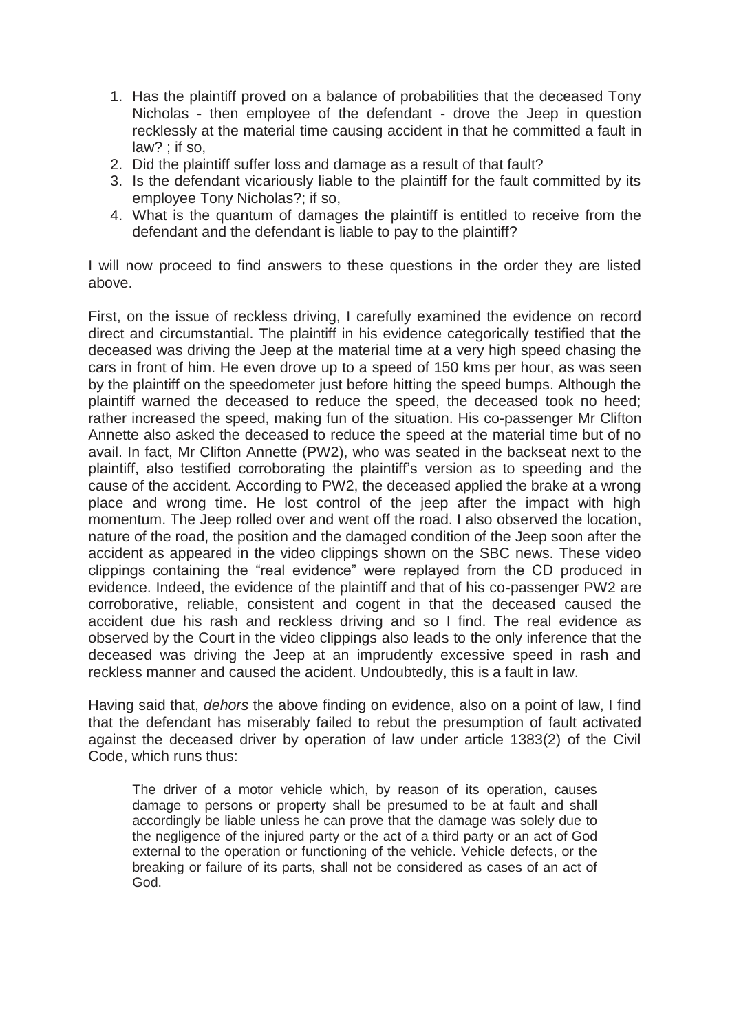1. Has the plaintiff proved on a balance of probabilities that the deceased Tony Nicholas - then employee of the defendant - drove the Jeep in question recklessly at the material time causing accident in that he committed a fault in law? ; if so,
2. Did the plaintiff suffer loss and damage as a result of that fault?
3. Is the defendant vicariously liable to the plaintiff for the fault committed by its employee Tony Nichulas?; if so,
4. What is the quantum of damages the plaintiff is entitled to receive from the defendant and the defendant is liable to pay to the plaintiff?

I will now proceed to find answers to these questions in the order they are listed above.

First, on the issue of reckless driving, I carefully examined the evidence on record direct and circumstantial. The plaintiff in his evidence categorically testified that the deceased was driving the Jeep at the material time at a very high speed chasing the cars in front of him. He even drove up to a speed of 150 kms per hour, as was seen by the plaintiff on the speedometer just before hitting the speed bumps. Although the plaintiff warned the deceased to reduce the speed, the deceased took no heed; rather increased the speed, making fun of the situation. His co-passenger Mr Clifton Annette also asked the deceased to reduce the speed at the material time but of no avail. In fact, Mr Clifton Annette (PW2), who was seated in the backseat next to the plaintiff, also testified corroborating the plaintiff's version as to speeding and the cause of the accident. According to PW2, the deceased applied the brake at a wrong place and wrong time. He lost control of the jeep after the impact with high momentum. The Jeep rolled over and went off the road. I also observed the location, nature of the road, the position and the damaged condition of the Jeep soon after the accident as appeared in the video clippings shown on the SBC news. These video clippings containing the "real evidence" were replayed from the CD produced in evidence. Indeed, the evidence of the plaintiff and that of his co-passenger PW2 are corroborative, reliable, consistent and cogent in that the deceased caused the accident due his rash and reckless driving and so I find. The real evidence as observed by the Court in the video clippings also leads to the only inference that the deceased was driving the Jeep at an imprudently excessive speed in rash and reckless manner and caused the acident. Undoubtedly, this is a fault in law.

Having said that, *dehors* the above finding on evidence, also on a point of law, I find that the defendant has miserably failed to rebut the presumption of fault activated against the deceased driver by operation of law under article 1383(2) of the Civil Code, which runs thus:

> The driver of a motor vehicle which, by reason of its operation, causes damage to persons or property shall be presumed to be at fault and shall accordingly be liable unless he can prove that the damage was solely due to the negligence of the injured party or the act of a third party or an act of God external to the operation or functioning of the vehicle. Vehicle defects, or the breaking or failure of its parts, shall not be considered as cases of an act of God.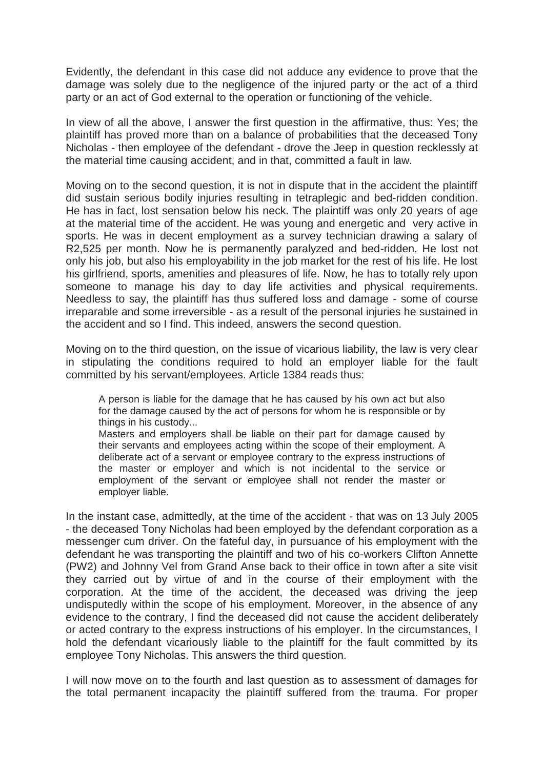Evidently, the defendant in this case did not adduce any evidence to prove that the damage was solely due to the negligence of the injured party or the act of a third party or an act of God external to the operation or functioning of the vehicle.

In view of all the above, I answer the first question in the affirmative, thus: Yes; the plaintiff has proved more than on a balance of probabilities that the deceased Tony Nicholas - then employee of the defendant - drove the Jeep in question recklessly at the material time causing accident, and in that, committed a fault in law.

Moving on to the second question, it is not in dispute that in the accident the plaintiff did sustain serious bodily injuries resulting in tetraplegic and bed-ridden condition. He has in fact, lost sensation below his neck. The plaintiff was only 20 years of age at the material time of the accident. He was young and energetic and very active in sports. He was in decent employment as a survey technician drawing a salary of R2,525 per month. Now he is permanently paralyzed and bed-ridden. He lost not only his job, but also his employability in the job market for the rest of his life. He lost his girlfriend, sports, amenities and pleasures of life. Now, he has to totally rely upon someone to manage his day to day life activities and physical requirements. Needless to say, the plaintiff has thus suffered loss and damage - some of course irreparable and some irreversible - as a result of the personal injuries he sustained in the accident and so I find. This indeed, answers the second question.

Moving on to the third question, on the issue of vicarious liability, the law is very clear in stipulating the conditions required to hold an employer liable for the fault committed by his servant/employees. Article 1384 reads thus:

> A person is liable for the damage that he has caused by his own act but also for the damage caused by the act of persons for whom he is responsible or by things in his custody...
>
> Masters and employers shall be liable on their part for damage caused by their servants and employees acting within the scope of their employment. A deliberate act of a servant or employee contrary to the express instructions of the master or employer and which is not incidental to the service or employment of the servant or employee shall not render the master or employer liable.

In the instant case, admittedly, at the time of the accident - that was on 13 July 2005 - the deceased Tony Nicholas had been employed by the defendant corporation as a messenger cum driver. On the fateful day, in pursuance of his employment with the defendant he was transporting the plaintiff and two of his co-workers Clifton Annette (PW2) and Johnny Vel from Grand Anse back to their office in town after a site visit they carried out by virtue of and in the course of their employment with the corporation. At the time of the accident, the deceased was driving the jeep undisputedly within the scope of his employment. Moreover, in the absence of any evidence to the contrary, I find the deceased did not cause the accident deliberately or acted contrary to the express instructions of his employer. In the circumstances, I hold the defendant vicariously liable to the plaintiff for the fault committed by its employee Tony Nicholas. This answers the third question.

I will now move on to the fourth and last question as to assessment of damages for the total permanent incapacity the plaintiff suffered from the trauma. For proper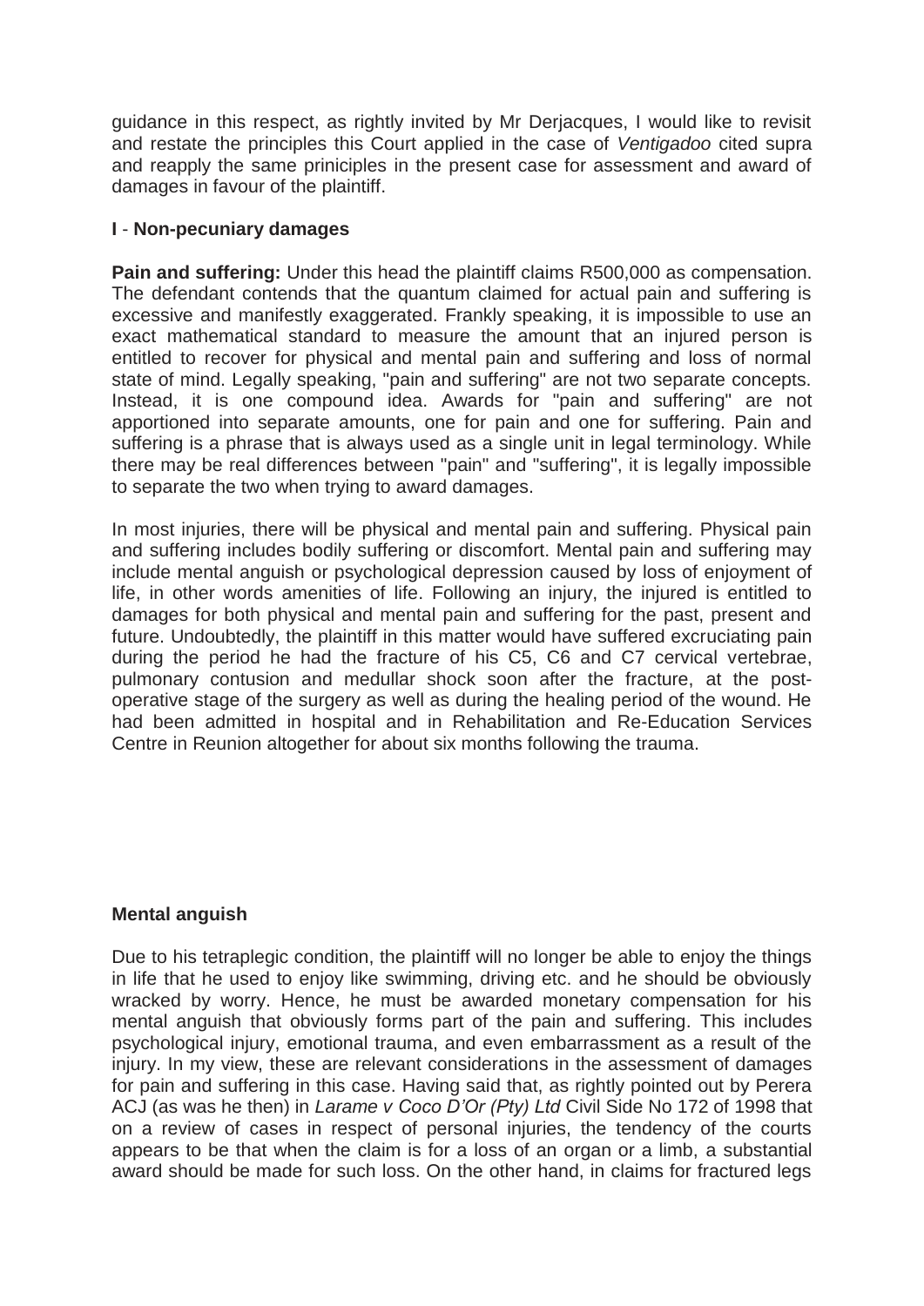guidance in this respect, as rightly invited by Mr Derjacques, I would like to revisit and restate the principles this Court applied in the case of *Ventigadoo* cited supra and reapply the same priniciples in the present case for assessment and award of damages in favour of the plaintiff.

**I** - **Non-pecuniary damages**

**Pain and suffering:** Under this head the plaintiff claims R500,000 as compensation. The defendant contends that the quantum claimed for actual pain and suffering is excessive and manifestly exaggerated. Frankly speaking, it is impossible to use an exact mathematical standard to measure the amount that an injured person is entitled to recover for physical and mental pain and suffering and loss of normal state of mind. Legally speaking, "pain and suffering" are not two separate concepts. Instead, it is one compound idea. Awards for "pain and suffering" are not apportioned into separate amounts, one for pain and one for suffering. Pain and suffering is a phrase that is always used as a single unit in legal terminology. While there may be real differences between "pain" and "suffering", it is legally impossible to separate the two when trying to award damages.

In most injuries, there will be physical and mental pain and suffering. Physical pain and suffering includes bodily suffering or discomfort. Mental pain and suffering may include mental anguish or psychological depression caused by loss of enjoyment of life, in other words amenities of life. Following an injury, the injured is entitled to damages for both physical and mental pain and suffering for the past, present and future. Undoubtedly, the plaintiff in this matter would have suffered excruciating pain during the period he had the fracture of his C5, C6 and C7 cervical vertebrae, pulmonary contusion and medullar shock soon after the fracture, at the post-operative stage of the surgery as well as during the healing period of the wound. He had been admitted in hospital and in Rehabilitation and Re-Education Services Centre in Reunion altogether for about six months following the trauma.

**Mental anguish**

Due to his tetraplegic condition, the plaintiff will no longer be able to enjoy the things in life that he used to enjoy like swimming, driving etc. and he should be obviously wracked by worry. Hence, he must be awarded monetary compensation for his mental anguish that obviously forms part of the pain and suffering. This includes psychological injury, emotional trauma, and even embarrassment as a result of the injury. In my view, these are relevant considerations in the assessment of damages for pain and suffering in this case. Having said that, as rightly pointed out by Perera ACJ (as was he then) in *Larame v Coco D'Or (Pty) Ltd* Civil Side No 172 of 1998 that on a review of cases in respect of personal injuries, the tendency of the courts appears to be that when the claim is for a loss of an organ or a limb, a substantial award should be made for such loss. On the other hand, in claims for fractured legs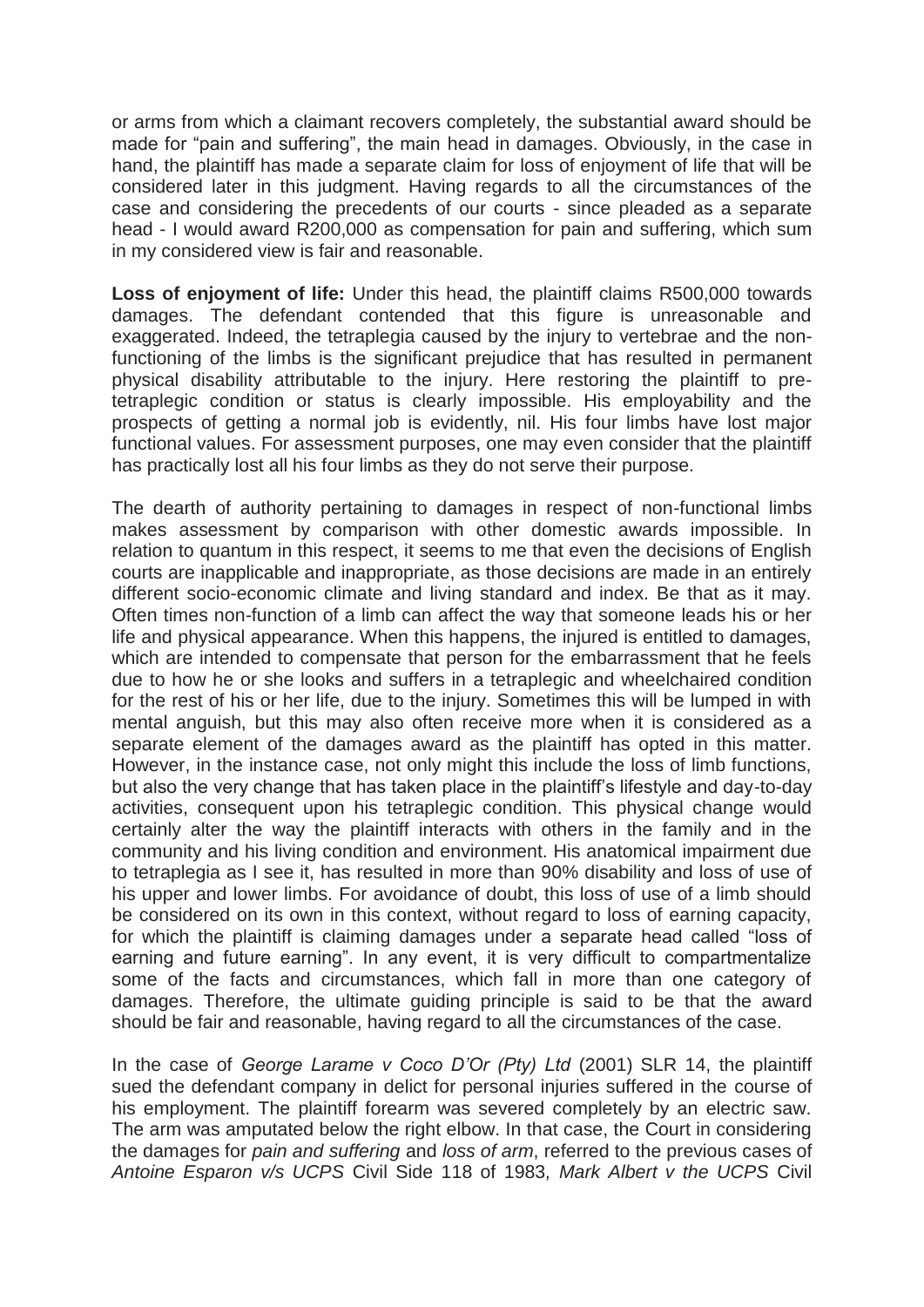or arms from which a claimant recovers completely, the substantial award should be made for "pain and suffering", the main head in damages. Obviously, in the case in hand, the plaintiff has made a separate claim for loss of enjoyment of life that will be considered later in this judgment. Having regards to all the circumstances of the case and considering the precedents of our courts - since pleaded as a separate head - I would award R200,000 as compensation for pain and suffering, which sum in my considered view is fair and reasonable.

**Loss of enjoyment of life:** Under this head, the plaintiff claims R500,000 towards damages. The defendant contended that this figure is unreasonable and exaggerated. Indeed, the tetraplegia caused by the injury to vertebrae and the non-functioning of the limbs is the significant prejudice that has resulted in permanent physical disability attributable to the injury. Here restoring the plaintiff to pre-tetraplegic condition or status is clearly impossible. His employability and the prospects of getting a normal job is evidently, nil. His four limbs have lost major functional values. For assessment purposes, one may even consider that the plaintiff has practically lost all his four limbs as they do not serve their purpose.

The dearth of authority pertaining to damages in respect of non-functional limbs makes assessment by comparison with other domestic awards impossible. In relation to quantum in this respect, it seems to me that even the decisions of English courts are inapplicable and inappropriate, as those decisions are made in an entirely different socio-economic climate and living standard and index. Be that as it may. Often times non-function of a limb can affect the way that someone leads his or her life and physical appearance. When this happens, the injured is entitled to damages, which are intended to compensate that person for the embarrassment that he feels due to how he or she looks and suffers in a tetraplegic and wheelchaired condition for the rest of his or her life, due to the injury. Sometimes this will be lumped in with mental anguish, but this may also often receive more when it is considered as a separate element of the damages award as the plaintiff has opted in this matter. However, in the instance case, not only might this include the loss of limb functions, but also the very change that has taken place in the plaintiff's lifestyle and day-to-day activities, consequent upon his tetraplegic condition. This physical change would certainly alter the way the plaintiff interacts with others in the family and in the community and his living condition and environment. His anatomical impairment due to tetraplegia as I see it, has resulted in more than 90% disability and loss of use of his upper and lower limbs. For avoidance of doubt, this loss of use of a limb should be considered on its own in this context, without regard to loss of earning capacity, for which the plaintiff is claiming damages under a separate head called "loss of earning and future earning". In any event, it is very difficult to compartmentalize some of the facts and circumstances, which fall in more than one category of damages. Therefore, the ultimate guiding principle is said to be that the award should be fair and reasonable, having regard to all the circumstances of the case.

In the case of *George Larame v Coco D'Or (Pty) Ltd* (2001) SLR 14, the plaintiff sued the defendant company in delict for personal injuries suffered in the course of his employment. The plaintiff forearm was severed completely by an electric saw. The arm was amputated below the right elbow. In that case, the Court in considering the damages for *pain and suffering* and *loss of arm*, referred to the previous cases of *Antoine Esparon v/s UCPS* Civil Side 118 of 1983*, Mark Albert v the UCPS* Civil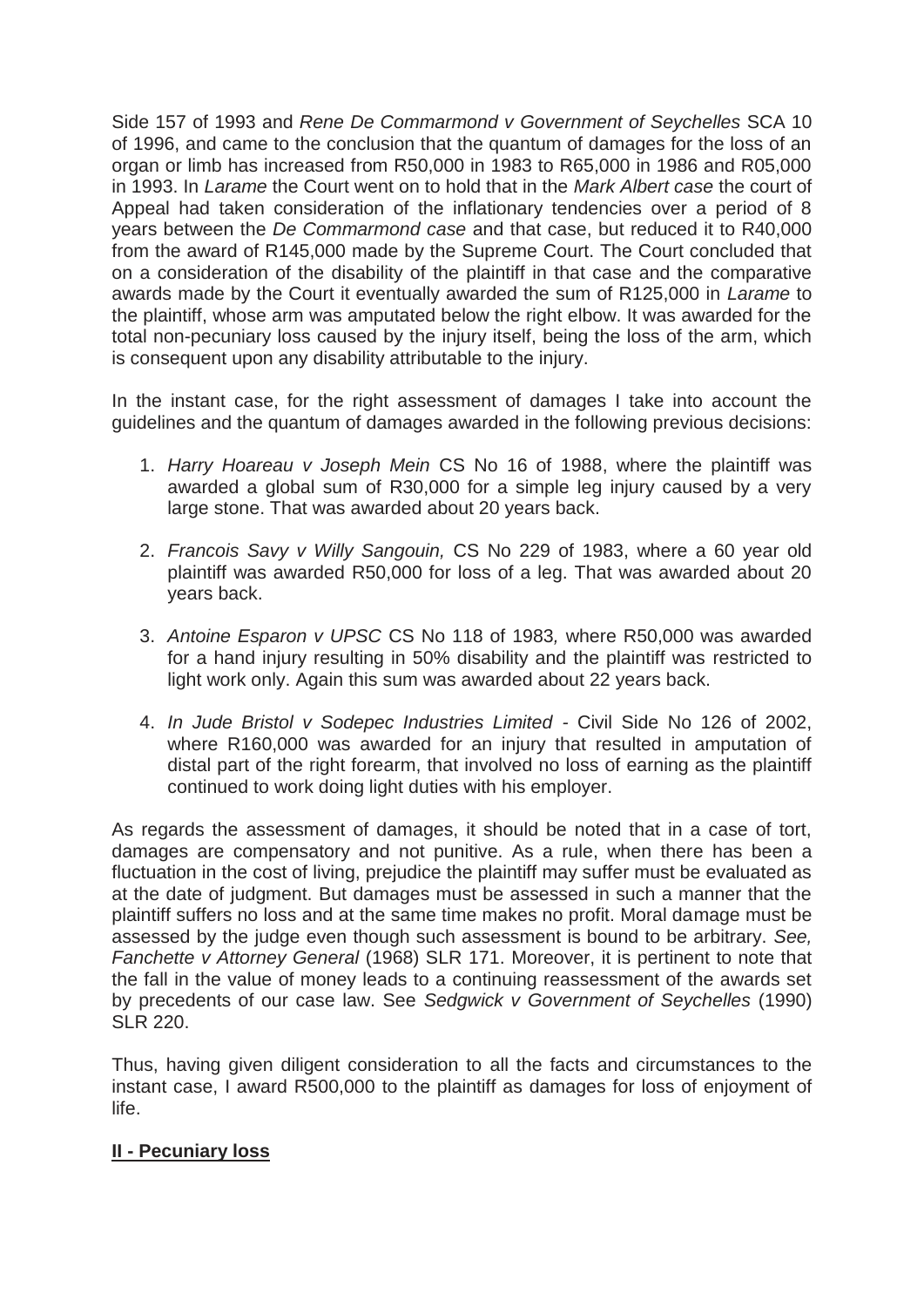Side 157 of 1993 and *Rene De Commarmond v Government of Seychelles* SCA 10 of 1996, and came to the conclusion that the quantum of damages for the loss of an organ or limb has increased from R50,000 in 1983 to R65,000 in 1986 and R05,000 in 1993. In *Larame* the Court went on to hold that in the *Mark Albert case* the court of Appeal had taken consideration of the inflationary tendencies over a period of 8 years between the *De Commarmond case* and that case, but reduced it to R40,000 from the award of R145,000 made by the Supreme Court. The Court concluded that on a consideration of the disability of the plaintiff in that case and the comparative awards made by the Court it eventually awarded the sum of R125,000 in *Larame* to the plaintiff, whose arm was amputated below the right elbow. It was awarded for the total non-pecuniary loss caused by the injury itself, being the loss of the arm, which is consequent upon any disability attributable to the injury.

In the instant case, for the right assessment of damages I take into account the guidelines and the quantum of damages awarded in the following previous decisions:

1. *Harry Hoareau v Joseph Mein* CS No 16 of 1988, where the plaintiff was awarded a global sum of R30,000 for a simple leg injury caused by a very large stone. That was awarded about 20 years back.

2. *Francois Savy v Willy Sangouin,* CS No 229 of 1983, where a 60 year old plaintiff was awarded R50,000 for loss of a leg. That was awarded about 20 years back.

3. *Antoine Esparon v UPSC* CS No 118 of 1983*,* where R50,000 was awarded for a hand injury resulting in 50% disability and the plaintiff was restricted to light work only. Again this sum was awarded about 22 years back.

4. *In Jude Bristol v Sodepec Industries Limited* - Civil Side No 126 of 2002, where R160,000 was awarded for an injury that resulted in amputation of distal part of the right forearm, that involved no loss of earning as the plaintiff continued to work doing light duties with his employer.

As regards the assessment of damages, it should be noted that in a case of tort, damages are compensatory and not punitive. As a rule, when there has been a fluctuation in the cost of living, prejudice the plaintiff may suffer must be evaluated as at the date of judgment. But damages must be assessed in such a manner that the plaintiff suffers no loss and at the same time makes no profit. Moral damage must be assessed by the judge even though such assessment is bound to be arbitrary. *See, Fanchette v Attorney General* (1968) SLR 171. Moreover, it is pertinent to note that the fall in the value of money leads to a continuing reassessment of the awards set by precedents of our case law. See *Sedgwick v Government of Seychelles* (1990) SLR 220.

Thus, having given diligent consideration to all the facts and circumstances to the instant case, I award R500,000 to the plaintiff as damages for loss of enjoyment of life.

**II - Pecuniary loss**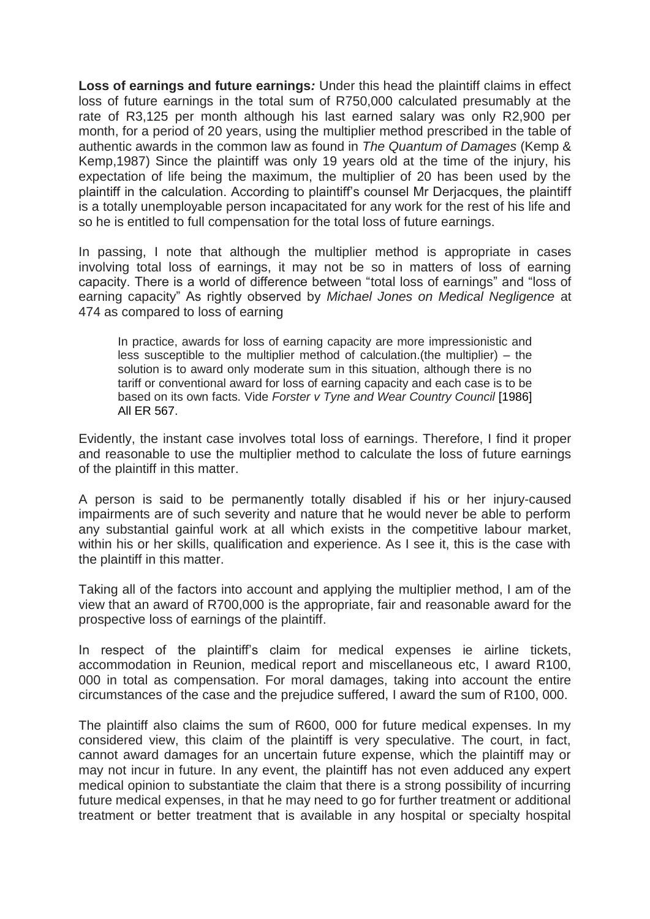**Loss of earnings and future earnings*:*** Under this head the plaintiff claims in effect loss of future earnings in the total sum of R750,000 calculated presumably at the rate of R3,125 per month although his last earned salary was only R2,900 per month, for a period of 20 years, using the multiplier method prescribed in the table of authentic awards in the common law as found in *The Quantum of Damages* (Kemp & Kemp,1987) Since the plaintiff was only 19 years old at the time of the injury, his expectation of life being the maximum, the multiplier of 20 has been used by the plaintiff in the calculation. According to plaintiff's counsel Mr Derjacques, the plaintiff is a totally unemployable person incapacitated for any work for the rest of his life and so he is entitled to full compensation for the total loss of future earnings.

In passing, I note that although the multiplier method is appropriate in cases involving total loss of earnings, it may not be so in matters of loss of earning capacity. There is a world of difference between "total loss of earnings" and "loss of earning capacity" As rightly observed by *Michael Jones on Medical Negligence* at 474 as compared to loss of earning

> In practice, awards for loss of earning capacity are more impressionistic and less susceptible to the multiplier method of calculation.(the multiplier) – the solution is to award only moderate sum in this situation, although there is no tariff or conventional award for loss of earning capacity and each case is to be based on its own facts. Vide *Forster v Tyne and Wear Country Council* [1986] All ER 567.

Evidently, the instant case involves total loss of earnings. Therefore, I find it proper and reasonable to use the multiplier method to calculate the loss of future earnings of the plaintiff in this matter.

A person is said to be permanently totally disabled if his or her injury-caused impairments are of such severity and nature that he would never be able to perform any substantial gainful work at all which exists in the competitive labour market, within his or her skills, qualification and experience. As I see it, this is the case with the plaintiff in this matter.

Taking all of the factors into account and applying the multiplier method, I am of the view that an award of R700,000 is the appropriate, fair and reasonable award for the prospective loss of earnings of the plaintiff.

In respect of the plaintiff's claim for medical expenses ie airline tickets, accommodation in Reunion, medical report and miscellaneous etc, I award R100, 000 in total as compensation. For moral damages, taking into account the entire circumstances of the case and the prejudice suffered, I award the sum of R100, 000.

The plaintiff also claims the sum of R600, 000 for future medical expenses. In my considered view, this claim of the plaintiff is very speculative. The court, in fact, cannot award damages for an uncertain future expense, which the plaintiff may or may not incur in future. In any event, the plaintiff has not even adduced any expert medical opinion to substantiate the claim that there is a strong possibility of incurring future medical expenses, in that he may need to go for further treatment or additional treatment or better treatment that is available in any hospital or specialty hospital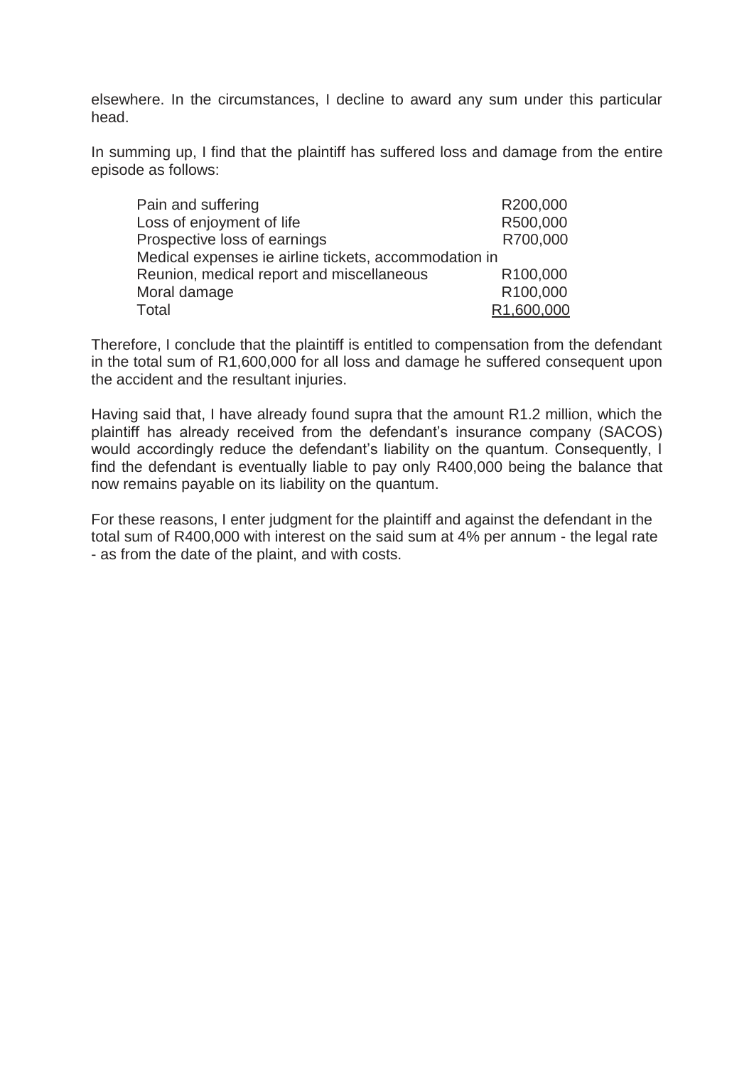elsewhere. In the circumstances, I decline to award any sum under this particular head.

In summing up, I find that the plaintiff has suffered loss and damage from the entire episode as follows:

| | |
|---|---|
| Pain and suffering | R200,000 |
| Loss of enjoyment of life | R500,000 |
| Prospective loss of earnings | R700,000 |
| Medical expenses ie airline tickets, accommodation in Reunion, medical report and miscellaneous | R100,000 |
| Moral damage | R100,000 |
| Total | R1,600,000 |

Therefore, I conclude that the plaintiff is entitled to compensation from the defendant in the total sum of R1,600,000 for all loss and damage he suffered consequent upon the accident and the resultant injuries.

Having said that, I have already found supra that the amount R1.2 million, which the plaintiff has already received from the defendant's insurance company (SACOS) would accordingly reduce the defendant's liability on the quantum. Consequently, I find the defendant is eventually liable to pay only R400,000 being the balance that now remains payable on its liability on the quantum.

For these reasons, I enter judgment for the plaintiff and against the defendant in the total sum of R400,000 with interest on the said sum at 4% per annum - the legal rate - as from the date of the plaint, and with costs.